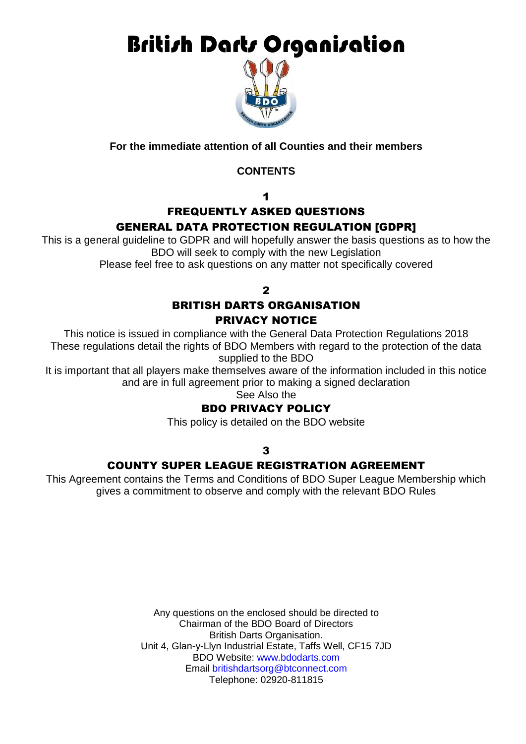# British Darts Organisation

**For the immediate attention of all Counties and their members**

**CONTENTS**

## 1

## FREQUENTLY ASKED QUESTIONS

## GENERAL DATA PROTECTION REGULATION [GDPR]

This is a general guideline to GDPR and will hopefully answer the basis questions as to how the BDO will seek to comply with the new Legislation

Please feel free to ask questions on any matter not specifically covered

## 2

## BRITISH DARTS ORGANISATION

## PRIVACY NOTICE

This notice is issued in compliance with the General Data Protection Regulations 2018

These regulations detail the rights of BDO Members with regard to the protection of the data supplied to the BDO

It is important that all players make themselves aware of the information included in this notice and are in full agreement prior to making a signed declaration

See Also the

### BDO PRIVACY POLICY

This policy is detailed on the BDO website

## 3

## COUNTY SUPER LEAGUE REGISTRATION AGREEMENT

This Agreement contains the Terms and Conditions of BDO Super League Membership which gives a commitment to observe and comply with the relevant BDO Rules

Any questions on the enclosed should be directed to
Chairman of the BDO Board of Directors
British Darts Organisation.
Unit 4, Glan-y-Llyn Industrial Estate, Taffs Well, CF15 7JD
BDO Website: www.bdodarts.com
Email britishdartsorg@btconnect.com
Telephone: 02920-811815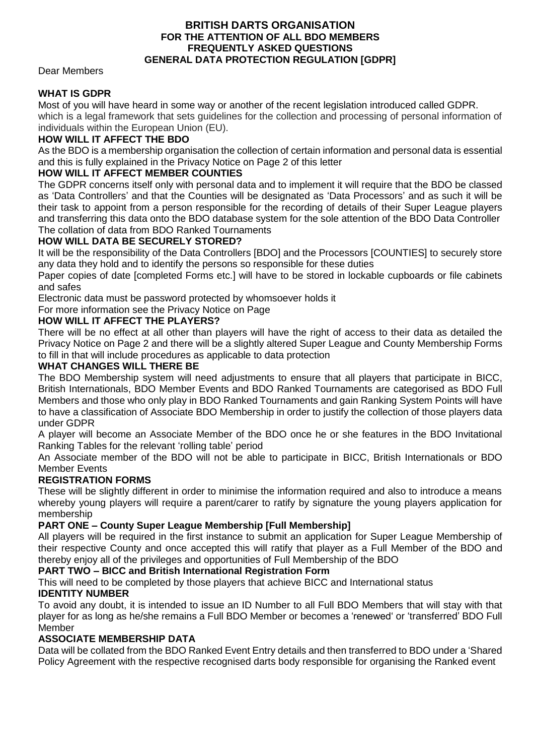# BRITISH DARTS ORGANISATION
## FOR THE ATTENTION OF ALL BDO MEMBERS
## FREQUENTLY ASKED QUESTIONS
## GENERAL DATA PROTECTION REGULATION [GDPR]

Dear Members

### WHAT IS GDPR

Most of you will have heard in some way or another of the recent legislation introduced called GDPR. which is a legal framework that sets guidelines for the collection and processing of personal information of individuals within the European Union (EU).

### HOW WILL IT AFFECT THE BDO

As the BDO is a membership organisation the collection of certain information and personal data is essential and this is fully explained in the Privacy Notice on Page 2 of this letter

### HOW WILL IT AFFECT MEMBER COUNTIES

The GDPR concerns itself only with personal data and to implement it will require that the BDO be classed as 'Data Controllers' and that the Counties will be designated as 'Data Processors' and as such it will be their task to appoint from a person responsible for the recording of details of their Super League players and transferring this data onto the BDO database system for the sole attention of the BDO Data Controller The collation of data from BDO Ranked Tournaments

### HOW WILL DATA BE SECURELY STORED?

It will be the responsibility of the Data Controllers [BDO] and the Processors [COUNTIES] to securely store any data they hold and to identify the persons so responsible for these duties

Paper copies of date [completed Forms etc.] will have to be stored in lockable cupboards or file cabinets and safes

Electronic data must be password protected by whomsoever holds it

For more information see the Privacy Notice on Page

### HOW WILL IT AFFECT THE PLAYERS?

There will be no effect at all other than players will have the right of access to their data as detailed the Privacy Notice on Page 2 and there will be a slightly altered Super League and County Membership Forms to fill in that will include procedures as applicable to data protection

### WHAT CHANGES WILL THERE BE

The BDO Membership system will need adjustments to ensure that all players that participate in BICC, British Internationals, BDO Member Events and BDO Ranked Tournaments are categorised as BDO Full Members and those who only play in BDO Ranked Tournaments and gain Ranking System Points will have to have a classification of Associate BDO Membership in order to justify the collection of those players data under GDPR

A player will become an Associate Member of the BDO once he or she features in the BDO Invitational Ranking Tables for the relevant 'rolling table' period

An Associate member of the BDO will not be able to participate in BICC, British Internationals or BDO Member Events

### REGISTRATION FORMS

These will be slightly different in order to minimise the information required and also to introduce a means whereby young players will require a parent/carer to ratify by signature the young players application for membership

### PART ONE – County Super League Membership [Full Membership]

All players will be required in the first instance to submit an application for Super League Membership of their respective County and once accepted this will ratify that player as a Full Member of the BDO and thereby enjoy all of the privileges and opportunities of Full Membership of the BDO

### PART TWO – BICC and British International Registration Form

This will need to be completed by those players that achieve BICC and International status

### IDENTITY NUMBER

To avoid any doubt, it is intended to issue an ID Number to all Full BDO Members that will stay with that player for as long as he/she remains a Full BDO Member or becomes a 'renewed' or 'transferred' BDO Full Member

### ASSOCIATE MEMBERSHIP DATA

Data will be collated from the BDO Ranked Event Entry details and then transferred to BDO under a 'Shared Policy Agreement with the respective recognised darts body responsible for organising the Ranked event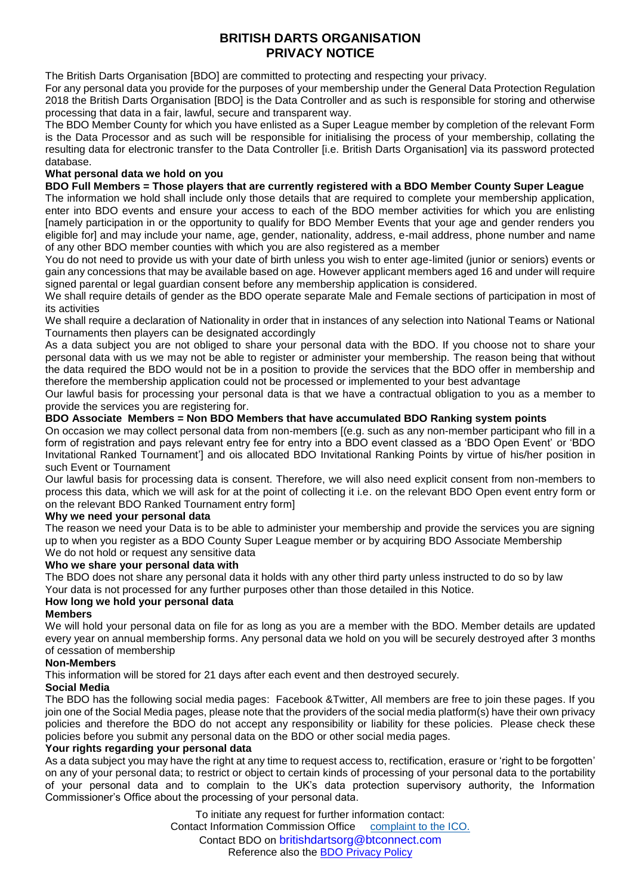# BRITISH DARTS ORGANISATION
# PRIVACY NOTICE

The British Darts Organisation [BDO] are committed to protecting and respecting your privacy.

For any personal data you provide for the purposes of your membership under the General Data Protection Regulation 2018 the British Darts Organisation [BDO] is the Data Controller and as such is responsible for storing and otherwise processing that data in a fair, lawful, secure and transparent way.

The BDO Member County for which you have enlisted as a Super League member by completion of the relevant Form is the Data Processor and as such will be responsible for initialising the process of your membership, collating the resulting data for electronic transfer to the Data Controller [i.e. British Darts Organisation] via its password protected database.

**What personal data we hold on you**

**BDO Full Members = Those players that are currently registered with a BDO Member County Super League**

The information we hold shall include only those details that are required to complete your membership application, enter into BDO events and ensure your access to each of the BDO member activities for which you are enlisting [namely participation in or the opportunity to qualify for BDO Member Events that your age and gender renders you eligible for] and may include your name, age, gender, nationality, address, e-mail address, phone number and name of any other BDO member counties with which you are also registered as a member

You do not need to provide us with your date of birth unless you wish to enter age-limited (junior or seniors) events or gain any concessions that may be available based on age. However applicant members aged 16 and under will require signed parental or legal guardian consent before any membership application is considered.

We shall require details of gender as the BDO operate separate Male and Female sections of participation in most of its activities

We shall require a declaration of Nationality in order that in instances of any selection into National Teams or National Tournaments then players can be designated accordingly

As a data subject you are not obliged to share your personal data with the BDO. If you choose not to share your personal data with us we may not be able to register or administer your membership. The reason being that without the data required the BDO would not be in a position to provide the services that the BDO offer in membership and therefore the membership application could not be processed or implemented to your best advantage

Our lawful basis for processing your personal data is that we have a contractual obligation to you as a member to provide the services you are registering for.

**BDO Associate Members = Non BDO Members that have accumulated BDO Ranking system points**

On occasion we may collect personal data from non-members [(e.g. such as any non-member participant who fill in a form of registration and pays relevant entry fee for entry into a BDO event classed as a 'BDO Open Event' or 'BDO Invitational Ranked Tournament'] and ois allocated BDO Invitational Ranking Points by virtue of his/her position in such Event or Tournament

Our lawful basis for processing data is consent. Therefore, we will also need explicit consent from non-members to process this data, which we will ask for at the point of collecting it i.e. on the relevant BDO Open event entry form or on the relevant BDO Ranked Tournament entry form]

**Why we need your personal data**

The reason we need your Data is to be able to administer your membership and provide the services you are signing up to when you register as a BDO County Super League member or by acquiring BDO Associate Membership

We do not hold or request any sensitive data

**Who we share your personal data with**

The BDO does not share any personal data it holds with any other third party unless instructed to do so by law

Your data is not processed for any further purposes other than those detailed in this Notice.

**How long we hold your personal data**

**Members**

We will hold your personal data on file for as long as you are a member with the BDO. Member details are updated every year on annual membership forms. Any personal data we hold on you will be securely destroyed after 3 months of cessation of membership

**Non-Members**

This information will be stored for 21 days after each event and then destroyed securely.

**Social Media**

The BDO has the following social media pages: Facebook &Twitter, All members are free to join these pages. If you join one of the Social Media pages, please note that the providers of the social media platform(s) have their own privacy policies and therefore the BDO do not accept any responsibility or liability for these policies. Please check these policies before you submit any personal data on the BDO or other social media pages.

**Your rights regarding your personal data**

As a data subject you may have the right at any time to request access to, rectification, erasure or 'right to be forgotten' on any of your personal data; to restrict or object to certain kinds of processing of your personal data to the portability of your personal data and to complain to the UK's data protection supervisory authority, the Information Commissioner's Office about the processing of your personal data.

To initiate any request for further information contact:

Contact Information Commission Office [complaint to the ICO.]

Contact BDO on britishdartsorg@btconnect.com

Reference also the [BDO Privacy Policy]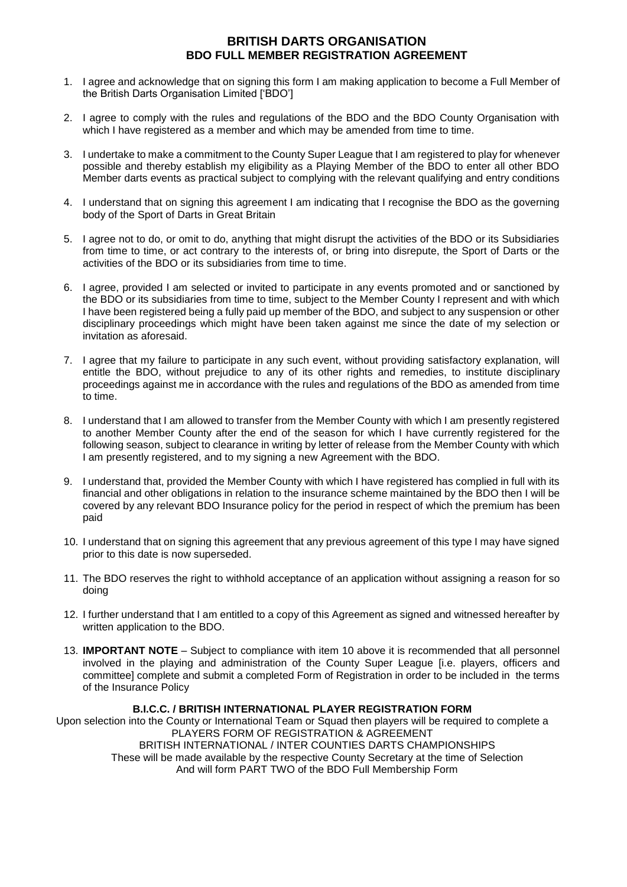# BRITISH DARTS ORGANISATION
## BDO FULL MEMBER REGISTRATION AGREEMENT

1. I agree and acknowledge that on signing this form I am making application to become a Full Member of the British Darts Organisation Limited ['BDO']

2. I agree to comply with the rules and regulations of the BDO and the BDO County Organisation with which I have registered as a member and which may be amended from time to time.

3. I undertake to make a commitment to the County Super League that I am registered to play for whenever possible and thereby establish my eligibility as a Playing Member of the BDO to enter all other BDO Member darts events as practical subject to complying with the relevant qualifying and entry conditions

4. I understand that on signing this agreement I am indicating that I recognise the BDO as the governing body of the Sport of Darts in Great Britain

5. I agree not to do, or omit to do, anything that might disrupt the activities of the BDO or its Subsidiaries from time to time, or act contrary to the interests of, or bring into disrepute, the Sport of Darts or the activities of the BDO or its subsidiaries from time to time.

6. I agree, provided I am selected or invited to participate in any events promoted and or sanctioned by the BDO or its subsidiaries from time to time, subject to the Member County I represent and with which I have been registered being a fully paid up member of the BDO, and subject to any suspension or other disciplinary proceedings which might have been taken against me since the date of my selection or invitation as aforesaid.

7. I agree that my failure to participate in any such event, without providing satisfactory explanation, will entitle the BDO, without prejudice to any of its other rights and remedies, to institute disciplinary proceedings against me in accordance with the rules and regulations of the BDO as amended from time to time.

8. I understand that I am allowed to transfer from the Member County with which I am presently registered to another Member County after the end of the season for which I have currently registered for the following season, subject to clearance in writing by letter of release from the Member County with which I am presently registered, and to my signing a new Agreement with the BDO.

9. I understand that, provided the Member County with which I have registered has complied in full with its financial and other obligations in relation to the insurance scheme maintained by the BDO then I will be covered by any relevant BDO Insurance policy for the period in respect of which the premium has been paid

10. I understand that on signing this agreement that any previous agreement of this type I may have signed prior to this date is now superseded.

11. The BDO reserves the right to withhold acceptance of an application without assigning a reason for so doing

12. I further understand that I am entitled to a copy of this Agreement as signed and witnessed hereafter by written application to the BDO.

13. **IMPORTANT NOTE** – Subject to compliance with item 10 above it is recommended that all personnel involved in the playing and administration of the County Super League [i.e. players, officers and committee] complete and submit a completed Form of Registration in order to be included in the terms of the Insurance Policy

**B.I.C.C. / BRITISH INTERNATIONAL PLAYER REGISTRATION FORM**

Upon selection into the County or International Team or Squad then players will be required to complete a PLAYERS FORM OF REGISTRATION & AGREEMENT
BRITISH INTERNATIONAL / INTER COUNTIES DARTS CHAMPIONSHIPS
These will be made available by the respective County Secretary at the time of Selection
And will form PART TWO of the BDO Full Membership Form